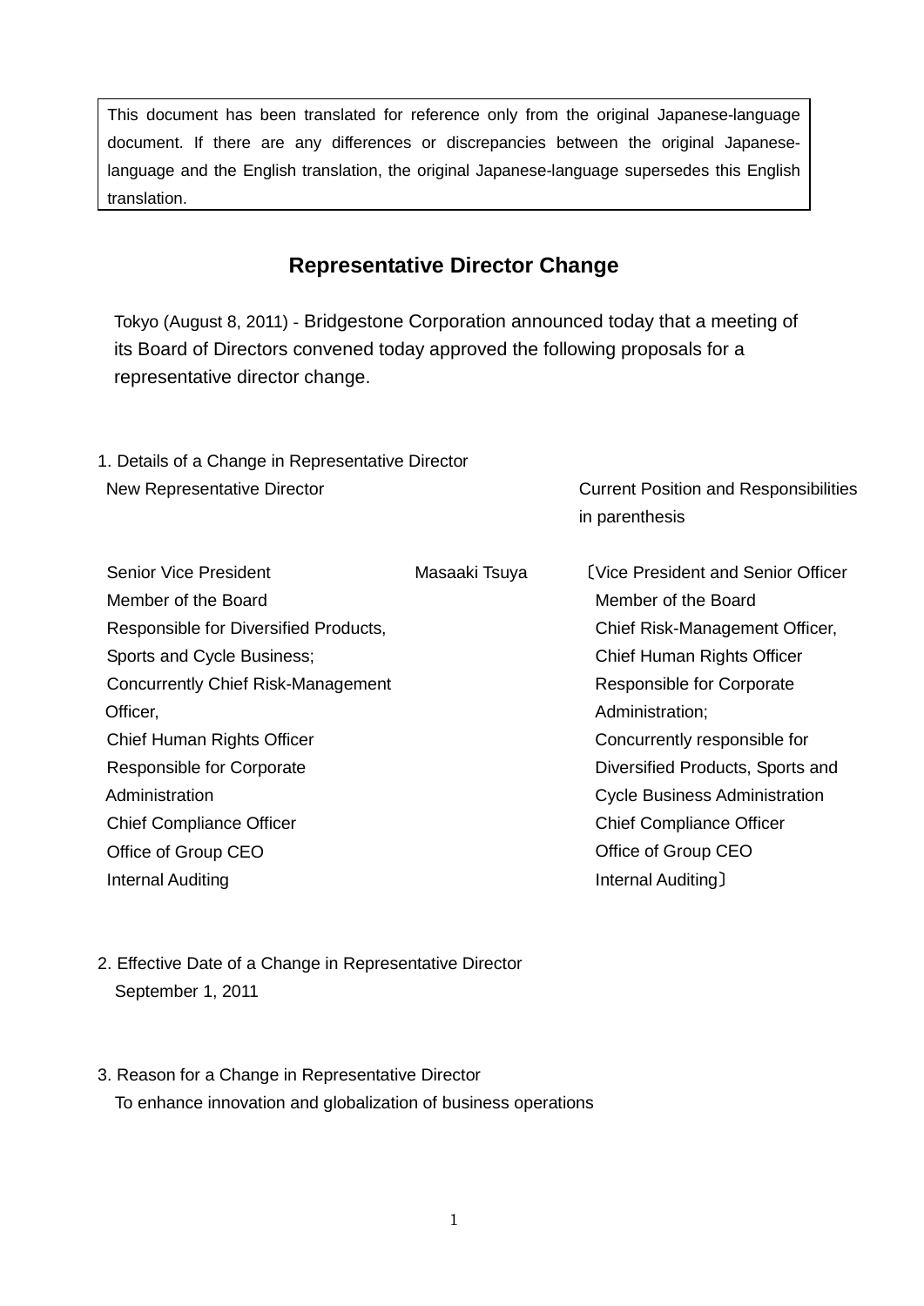> This document has been translated for reference only from the original Japanese-language document. If there are any differences or discrepancies between the original Japanese-language and the English translation, the original Japanese-language supersedes this English translation.

# Representative Director Change

Tokyo (August 8, 2011) - Bridgestone Corporation announced today that a meeting of its Board of Directors convened today approved the following proposals for a representative director change.

1. Details of a Change in Representative Director

| New Representative Director | | Current Position and Responsibilities in parenthesis |
|---|---|---|
| Senior Vice President<br>Member of the Board<br>Responsible for Diversified Products, Sports and Cycle Business;<br>Concurrently Chief Risk-Management Officer,<br>Chief Human Rights Officer<br>Responsible for Corporate Administration<br>Chief Compliance Officer<br>Office of Group CEO<br>Internal Auditing | Masaaki Tsuya | 〔Vice President and Senior Officer<br>Member of the Board<br>Chief Risk-Management Officer,<br>Chief Human Rights Officer<br>Responsible for Corporate Administration;<br>Concurrently responsible for Diversified Products, Sports and Cycle Business Administration<br>Chief Compliance Officer<br>Office of Group CEO<br>Internal Auditing〕 |

2. Effective Date of a Change in Representative Director
   September 1, 2011

3. Reason for a Change in Representative Director
   To enhance innovation and globalization of business operations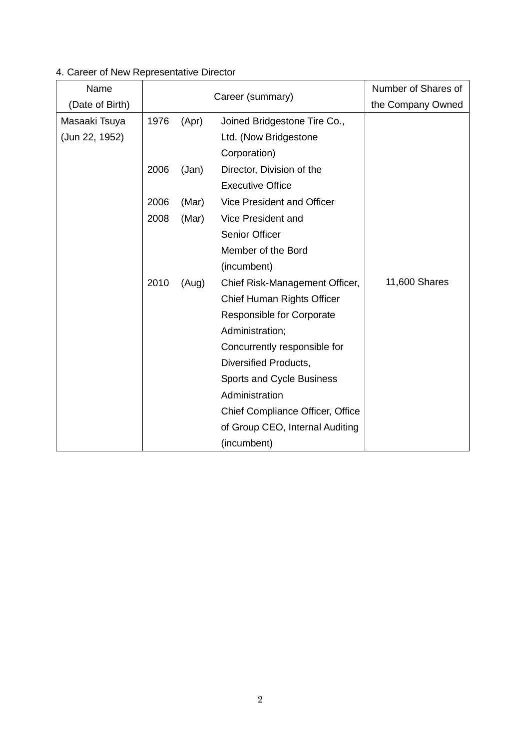4. Career of New Representative Director

| Name (Date of Birth) | Career (summary) | | | Number of Shares of the Company Owned |
|---|---|---|---|---|
| Masaaki Tsuya (Jun 22, 1952) | 1976 | (Apr) | Joined Bridgestone Tire Co., Ltd. (Now Bridgestone Corporation) | 11,600 Shares |
| | 2006 | (Jan) | Director, Division of the Executive Office | |
| | 2006 | (Mar) | Vice President and Officer | |
| | 2008 | (Mar) | Vice President and Senior Officer Member of the Bord (incumbent) | |
| | 2010 | (Aug) | Chief Risk-Management Officer, Chief Human Rights Officer Responsible for Corporate Administration; Concurrently responsible for Diversified Products, Sports and Cycle Business Administration Chief Compliance Officer, Office of Group CEO, Internal Auditing (incumbent) | |